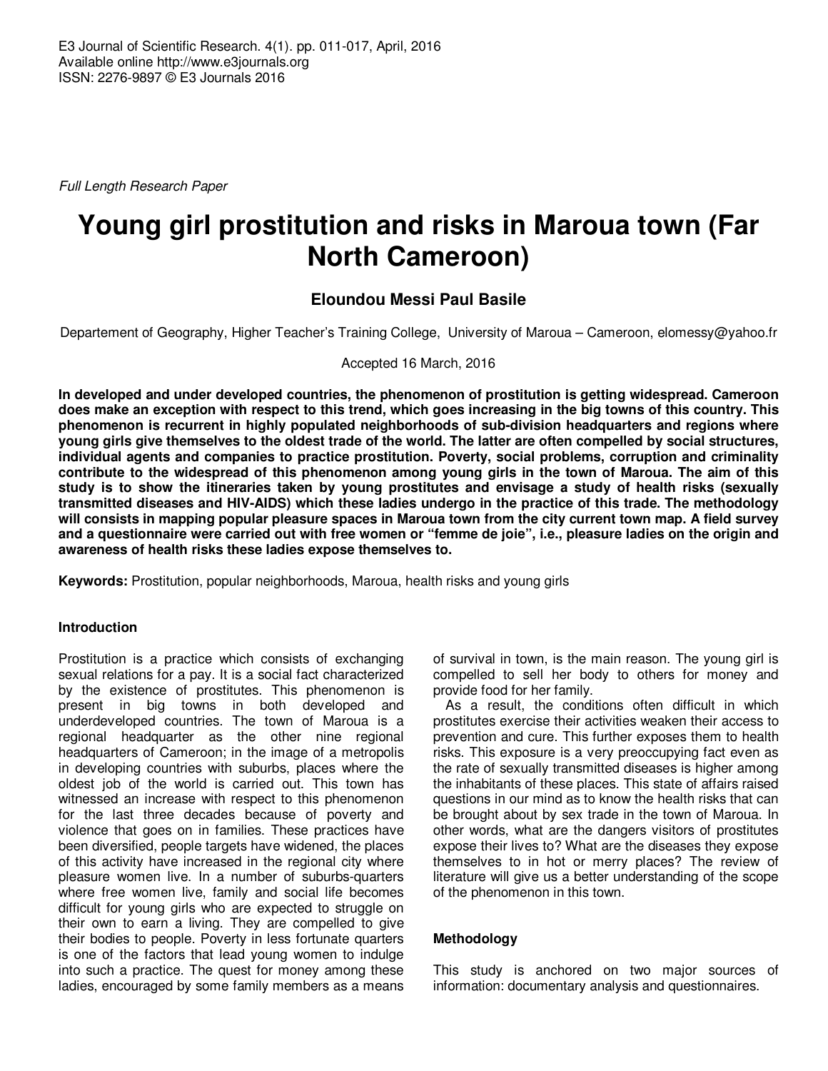*Full Length Research Paper*

# Young girl prostitution and risks in Maroua town (Far North Cameroon)

**Eloundou Messi Paul Basile**

Departement of Geography, Higher Teacher's Training College, University of Maroua – Cameroon, elomessy@yahoo.fr

Accepted 16 March, 2016

**In developed and under developed countries, the phenomenon of prostitution is getting widespread. Cameroon does make an exception with respect to this trend, which goes increasing in the big towns of this country. This phenomenon is recurrent in highly populated neighborhoods of sub-division headquarters and regions where young girls give themselves to the oldest trade of the world. The latter are often compelled by social structures, individual agents and companies to practice prostitution. Poverty, social problems, corruption and criminality contribute to the widespread of this phenomenon among young girls in the town of Maroua. The aim of this study is to show the itineraries taken by young prostitutes and envisage a study of health risks (sexually transmitted diseases and HIV-AIDS) which these ladies undergo in the practice of this trade. The methodology will consists in mapping popular pleasure spaces in Maroua town from the city current town map. A field survey and a questionnaire were carried out with free women or "femme de joie", i.e., pleasure ladies on the origin and awareness of health risks these ladies expose themselves to.**

**Keywords:** Prostitution, popular neighborhoods, Maroua, health risks and young girls

## Introduction

Prostitution is a practice which consists of exchanging sexual relations for a pay. It is a social fact characterized by the existence of prostitutes. This phenomenon is present in big towns in both developed and underdeveloped countries. The town of Maroua is a regional headquarter as the other nine regional headquarters of Cameroon; in the image of a metropolis in developing countries with suburbs, places where the oldest job of the world is carried out. This town has witnessed an increase with respect to this phenomenon for the last three decades because of poverty and violence that goes on in families. These practices have been diversified, people targets have widened, the places of this activity have increased in the regional city where pleasure women live. In a number of suburbs-quarters where free women live, family and social life becomes difficult for young girls who are expected to struggle on their own to earn a living. They are compelled to give their bodies to people. Poverty in less fortunate quarters is one of the factors that lead young women to indulge into such a practice. The quest for money among these ladies, encouraged by some family members as a means of survival in town, is the main reason. The young girl is compelled to sell her body to others for money and provide food for her family.

As a result, the conditions often difficult in which prostitutes exercise their activities weaken their access to prevention and cure. This further exposes them to health risks. This exposure is a very preoccupying fact even as the rate of sexually transmitted diseases is higher among the inhabitants of these places. This state of affairs raised questions in our mind as to know the health risks that can be brought about by sex trade in the town of Maroua. In other words, what are the dangers visitors of prostitutes expose their lives to? What are the diseases they expose themselves to in hot or merry places? The review of literature will give us a better understanding of the scope of the phenomenon in this town.

## Methodology

This study is anchored on two major sources of information: documentary analysis and questionnaires.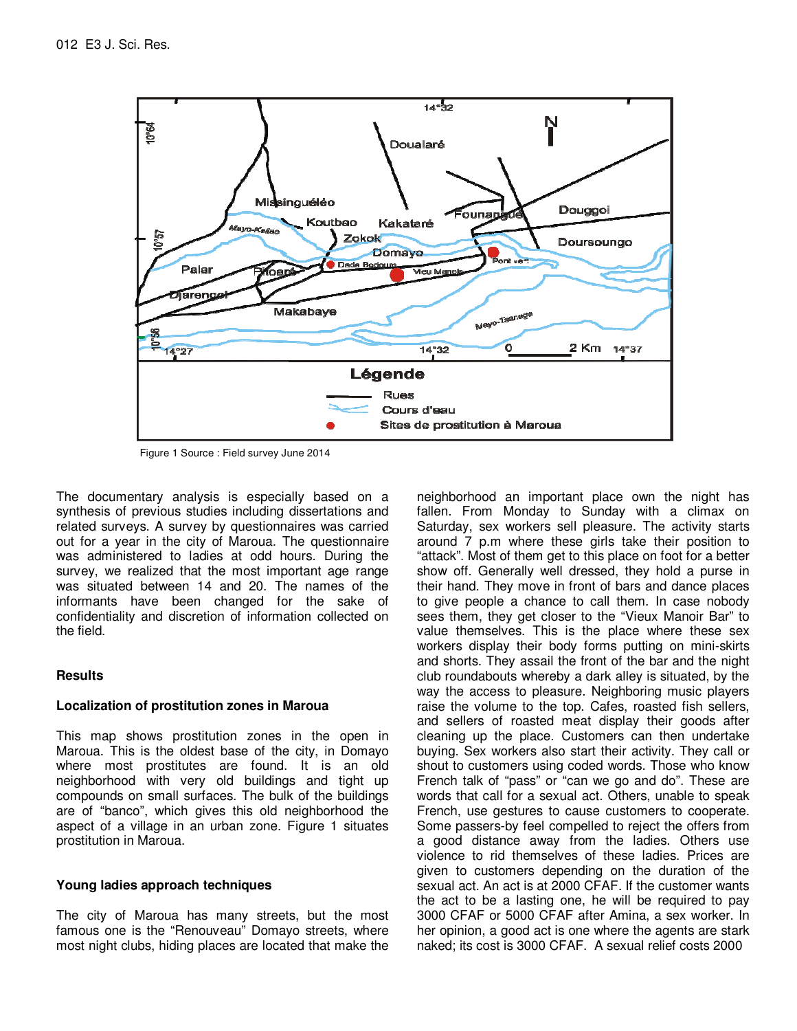Figure 1 Source : Field survey June 2014

The documentary analysis is especially based on a synthesis of previous studies including dissertations and related surveys. A survey by questionnaires was carried out for a year in the city of Maroua. The questionnaire was administered to ladies at odd hours. During the survey, we realized that the most important age range was situated between 14 and 20. The names of the informants have been changed for the sake of confidentiality and discretion of information collected on the field.

## Results

### Localization of prostitution zones in Maroua

This map shows prostitution zones in the open in Maroua. This is the oldest base of the city, in Domayo where most prostitutes are found. It is an old neighborhood with very old buildings and tight up compounds on small surfaces. The bulk of the buildings are of "banco", which gives this old neighborhood the aspect of a village in an urban zone. Figure 1 situates prostitution in Maroua.

### Young ladies approach techniques

The city of Maroua has many streets, but the most famous one is the "Renouveau" Domayo streets, where most night clubs, hiding places are located that make the neighborhood an important place own the night has fallen. From Monday to Sunday with a climax on Saturday, sex workers sell pleasure. The activity starts around 7 p.m where these girls take their position to "attack". Most of them get to this place on foot for a better show off. Generally well dressed, they hold a purse in their hand. They move in front of bars and dance places to give people a chance to call them. In case nobody sees them, they get closer to the "Vieux Manoir Bar" to value themselves. This is the place where these sex workers display their body forms putting on mini-skirts and shorts. They assail the front of the bar and the night club roundabouts whereby a dark alley is situated, by the way the access to pleasure. Neighboring music players raise the volume to the top. Cafes, roasted fish sellers, and sellers of roasted meat display their goods after cleaning up the place. Customers can then undertake buying. Sex workers also start their activity. They call or shout to customers using coded words. Those who know French talk of "pass" or "can we go and do". These are words that call for a sexual act. Others, unable to speak French, use gestures to cause customers to cooperate. Some passers-by feel compelled to reject the offers from a good distance away from the ladies. Others use violence to rid themselves of these ladies. Prices are given to customers depending on the duration of the sexual act. An act is at 2000 CFAF. If the customer wants the act to be a lasting one, he will be required to pay 3000 CFAF or 5000 CFAF after Amina, a sex worker. In her opinion, a good act is one where the agents are stark naked; its cost is 3000 CFAF. A sexual relief costs 2000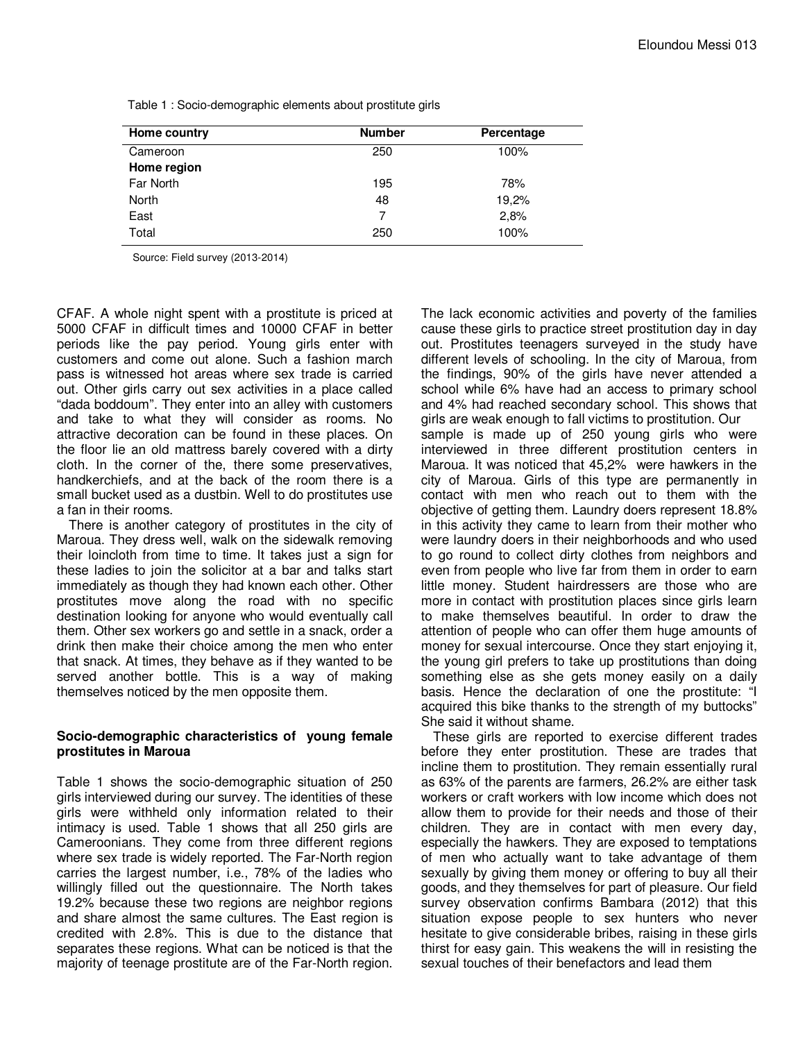Table 1 : Socio-demographic elements about prostitute girls

| Home country | Number | Percentage |
|---|---|---|
| Cameroon | 250 | 100% |
| **Home region** | | |
| Far North | 195 | 78% |
| North | 48 | 19,2% |
| East | 7 | 2,8% |
| Total | 250 | 100% |

Source: Field survey (2013-2014)

CFAF. A whole night spent with a prostitute is priced at 5000 CFAF in difficult times and 10000 CFAF in better periods like the pay period. Young girls enter with customers and come out alone. Such a fashion march pass is witnessed hot areas where sex trade is carried out. Other girls carry out sex activities in a place called "dada boddoum". They enter into an alley with customers and take to what they will consider as rooms. No attractive decoration can be found in these places. On the floor lie an old mattress barely covered with a dirty cloth. In the corner of the, there some preservatives, handkerchiefs, and at the back of the room there is a small bucket used as a dustbin. Well to do prostitutes use a fan in their rooms.

There is another category of prostitutes in the city of Maroua. They dress well, walk on the sidewalk removing their loincloth from time to time. It takes just a sign for these ladies to join the solicitor at a bar and talks start immediately as though they had known each other. Other prostitutes move along the road with no specific destination looking for anyone who would eventually call them. Other sex workers go and settle in a snack, order a drink then make their choice among the men who enter that snack. At times, they behave as if they wanted to be served another bottle. This is a way of making themselves noticed by the men opposite them.

## Socio-demographic characteristics of young female prostitutes in Maroua

Table 1 shows the socio-demographic situation of 250 girls interviewed during our survey. The identities of these girls were withheld only information related to their intimacy is used. Table 1 shows that all 250 girls are Cameroonians. They come from three different regions where sex trade is widely reported. The Far-North region carries the largest number, i.e., 78% of the ladies who willingly filled out the questionnaire. The North takes 19.2% because these two regions are neighbor regions and share almost the same cultures. The East region is credited with 2.8%. This is due to the distance that separates these regions. What can be noticed is that the majority of teenage prostitute are of the Far-North region.

The lack economic activities and poverty of the families cause these girls to practice street prostitution day in day out. Prostitutes teenagers surveyed in the study have different levels of schooling. In the city of Maroua, from the findings, 90% of the girls have never attended a school while 6% have had an access to primary school and 4% had reached secondary school. This shows that girls are weak enough to fall victims to prostitution. Our sample is made up of 250 young girls who were interviewed in three different prostitution centers in Maroua. It was noticed that 45,2% were hawkers in the city of Maroua. Girls of this type are permanently in contact with men who reach out to them with the objective of getting them. Laundry doers represent 18.8% in this activity they came to learn from their mother who were laundry doers in their neighborhoods and who used to go round to collect dirty clothes from neighbors and even from people who live far from them in order to earn little money. Student hairdressers are those who are more in contact with prostitution places since girls learn to make themselves beautiful. In order to draw the attention of people who can offer them huge amounts of money for sexual intercourse. Once they start enjoying it, the young girl prefers to take up prostitutions than doing something else as she gets money easily on a daily basis. Hence the declaration of one the prostitute: "I acquired this bike thanks to the strength of my buttocks" She said it without shame.

These girls are reported to exercise different trades before they enter prostitution. These are trades that incline them to prostitution. They remain essentially rural as 63% of the parents are farmers, 26.2% are either task workers or craft workers with low income which does not allow them to provide for their needs and those of their children. They are in contact with men every day, especially the hawkers. They are exposed to temptations of men who actually want to take advantage of them sexually by giving them money or offering to buy all their goods, and they themselves for part of pleasure. Our field survey observation confirms Bambara (2012) that this situation expose people to sex hunters who never hesitate to give considerable bribes, raising in these girls thirst for easy gain. This weakens the will in resisting the sexual touches of their benefactors and lead them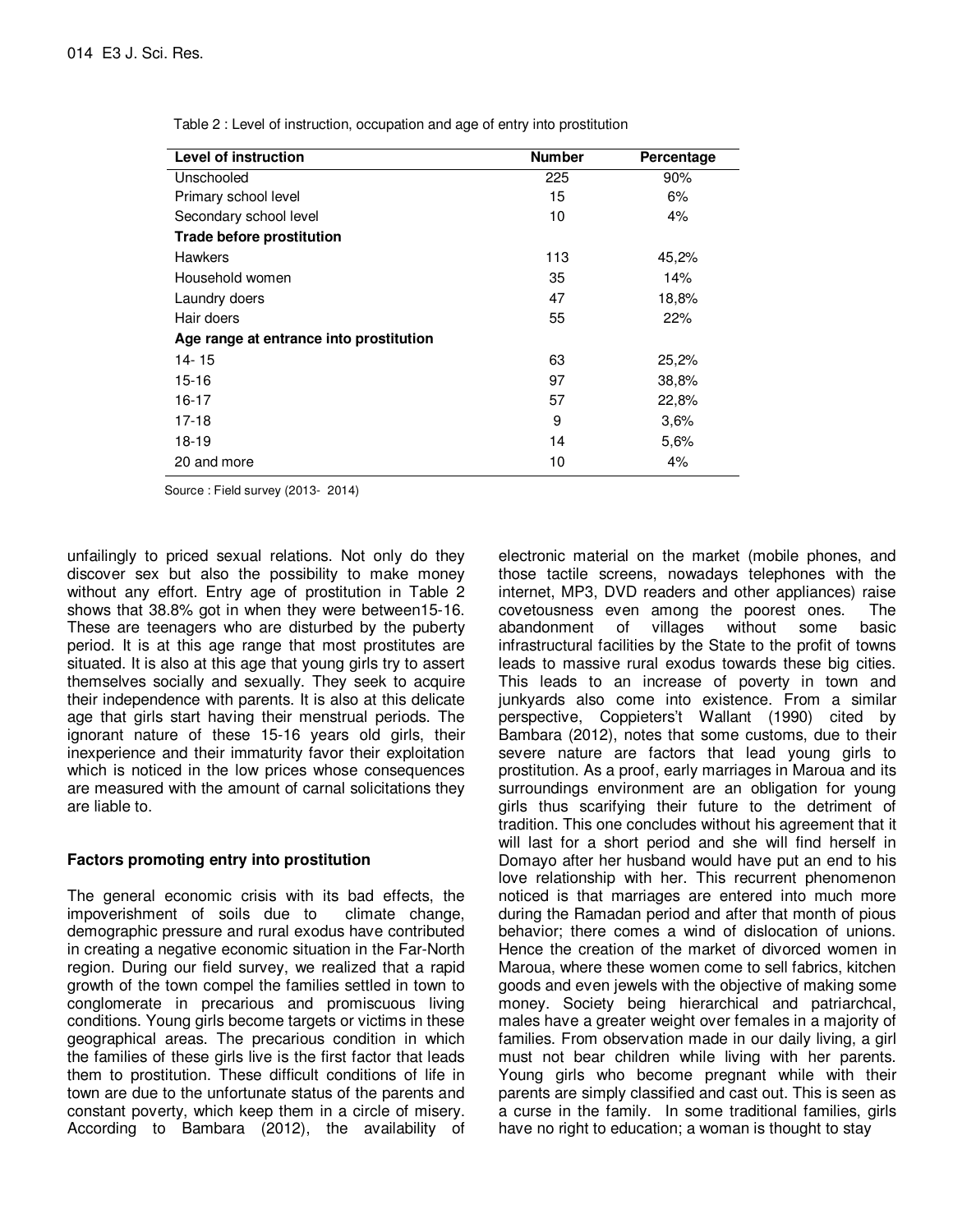Table 2 : Level of instruction, occupation and age of entry into prostitution

| Level of instruction | Number | Percentage |
|---|---|---|
| Unschooled | 225 | 90% |
| Primary school level | 15 | 6% |
| Secondary school level | 10 | 4% |
| **Trade before prostitution** | | |
| Hawkers | 113 | 45,2% |
| Household women | 35 | 14% |
| Laundry doers | 47 | 18,8% |
| Hair doers | 55 | 22% |
| **Age range at entrance into prostitution** | | |
| 14- 15 | 63 | 25,2% |
| 15-16 | 97 | 38,8% |
| 16-17 | 57 | 22,8% |
| 17-18 | 9 | 3,6% |
| 18-19 | 14 | 5,6% |
| 20 and more | 10 | 4% |

Source : Field survey (2013- 2014)

unfailingly to priced sexual relations. Not only do they discover sex but also the possibility to make money without any effort. Entry age of prostitution in Table 2 shows that 38.8% got in when they were between15-16. These are teenagers who are disturbed by the puberty period. It is at this age range that most prostitutes are situated. It is also at this age that young girls try to assert themselves socially and sexually. They seek to acquire their independence with parents. It is also at this delicate age that girls start having their menstrual periods. The ignorant nature of these 15-16 years old girls, their inexperience and their immaturity favor their exploitation which is noticed in the low prices whose consequences are measured with the amount of carnal solicitations they are liable to.

## Factors promoting entry into prostitution

The general economic crisis with its bad effects, the impoverishment of soils due to climate change, demographic pressure and rural exodus have contributed in creating a negative economic situation in the Far-North region. During our field survey, we realized that a rapid growth of the town compel the families settled in town to conglomerate in precarious and promiscuous living conditions. Young girls become targets or victims in these geographical areas. The precarious condition in which the families of these girls live is the first factor that leads them to prostitution. These difficult conditions of life in town are due to the unfortunate status of the parents and constant poverty, which keep them in a circle of misery. According to Bambara (2012), the availability of electronic material on the market (mobile phones, and those tactile screens, nowadays telephones with the internet, MP3, DVD readers and other appliances) raise covetousness even among the poorest ones. The abandonment of villages without some basic infrastructural facilities by the State to the profit of towns leads to massive rural exodus towards these big cities. This leads to an increase of poverty in town and junkyards also come into existence. From a similar perspective, Coppieters't Wallant (1990) cited by Bambara (2012), notes that some customs, due to their severe nature are factors that lead young girls to prostitution. As a proof, early marriages in Maroua and its surroundings environment are an obligation for young girls thus scarifying their future to the detriment of tradition. This one concludes without his agreement that it will last for a short period and she will find herself in Domayo after her husband would have put an end to his love relationship with her. This recurrent phenomenon noticed is that marriages are entered into much more during the Ramadan period and after that month of pious behavior; there comes a wind of dislocation of unions. Hence the creation of the market of divorced women in Maroua, where these women come to sell fabrics, kitchen goods and even jewels with the objective of making some money. Society being hierarchical and patriarchcal, males have a greater weight over females in a majority of families. From observation made in our daily living, a girl must not bear children while living with her parents. Young girls who become pregnant while with their parents are simply classified and cast out. This is seen as a curse in the family. In some traditional families, girls have no right to education; a woman is thought to stay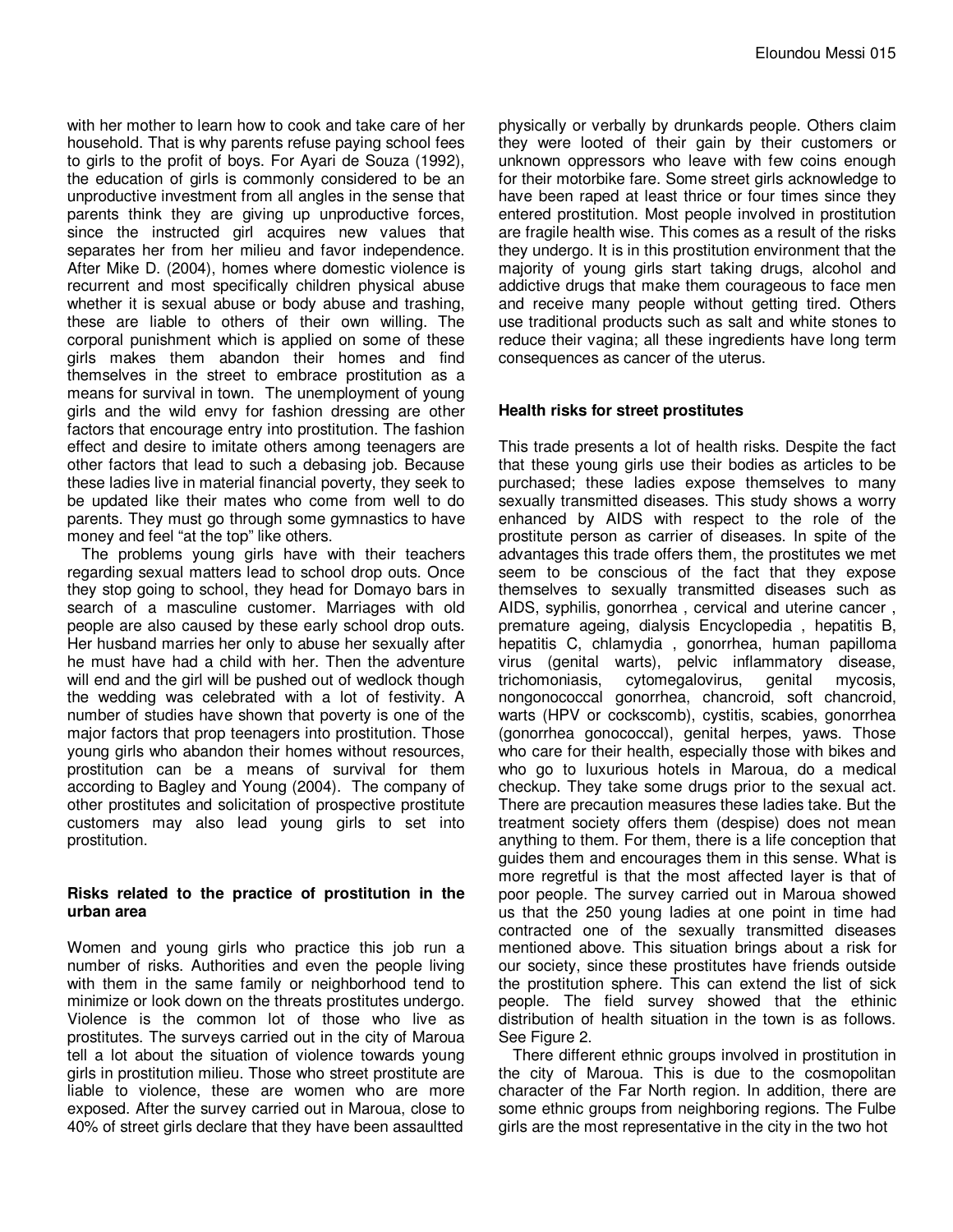with her mother to learn how to cook and take care of her household. That is why parents refuse paying school fees to girls to the profit of boys. For Ayari de Souza (1992), the education of girls is commonly considered to be an unproductive investment from all angles in the sense that parents think they are giving up unproductive forces, since the instructed girl acquires new values that separates her from her milieu and favor independence. After Mike D. (2004), homes where domestic violence is recurrent and most specifically children physical abuse whether it is sexual abuse or body abuse and trashing, these are liable to others of their own willing. The corporal punishment which is applied on some of these girls makes them abandon their homes and find themselves in the street to embrace prostitution as a means for survival in town. The unemployment of young girls and the wild envy for fashion dressing are other factors that encourage entry into prostitution. The fashion effect and desire to imitate others among teenagers are other factors that lead to such a debasing job. Because these ladies live in material financial poverty, they seek to be updated like their mates who come from well to do parents. They must go through some gymnastics to have money and feel "at the top" like others.

The problems young girls have with their teachers regarding sexual matters lead to school drop outs. Once they stop going to school, they head for Domayo bars in search of a masculine customer. Marriages with old people are also caused by these early school drop outs. Her husband marries her only to abuse her sexually after he must have had a child with her. Then the adventure will end and the girl will be pushed out of wedlock though the wedding was celebrated with a lot of festivity. A number of studies have shown that poverty is one of the major factors that prop teenagers into prostitution. Those young girls who abandon their homes without resources, prostitution can be a means of survival for them according to Bagley and Young (2004). The company of other prostitutes and solicitation of prospective prostitute customers may also lead young girls to set into prostitution.

### Risks related to the practice of prostitution in the urban area

Women and young girls who practice this job run a number of risks. Authorities and even the people living with them in the same family or neighborhood tend to minimize or look down on the threats prostitutes undergo. Violence is the common lot of those who live as prostitutes. The surveys carried out in the city of Maroua tell a lot about the situation of violence towards young girls in prostitution milieu. Those who street prostitute are liable to violence, these are women who are more exposed. After the survey carried out in Maroua, close to 40% of street girls declare that they have been assaultted physically or verbally by drunkards people. Others claim they were looted of their gain by their customers or unknown oppressors who leave with few coins enough for their motorbike fare. Some street girls acknowledge to have been raped at least thrice or four times since they entered prostitution. Most people involved in prostitution are fragile health wise. This comes as a result of the risks they undergo. It is in this prostitution environment that the majority of young girls start taking drugs, alcohol and addictive drugs that make them courageous to face men and receive many people without getting tired. Others use traditional products such as salt and white stones to reduce their vagina; all these ingredients have long term consequences as cancer of the uterus.

### Health risks for street prostitutes

This trade presents a lot of health risks. Despite the fact that these young girls use their bodies as articles to be purchased; these ladies expose themselves to many sexually transmitted diseases. This study shows a worry enhanced by AIDS with respect to the role of the prostitute person as carrier of diseases. In spite of the advantages this trade offers them, the prostitutes we met seem to be conscious of the fact that they expose themselves to sexually transmitted diseases such as AIDS, syphilis, gonorrhea , cervical and uterine cancer , premature ageing, dialysis Encyclopedia , hepatitis B, hepatitis C, chlamydia , gonorrhea, human papilloma virus (genital warts), pelvic inflammatory disease, trichomoniasis, cytomegalovirus, genital mycosis, nongonococcal gonorrhea, chancroid, soft chancroid, warts (HPV or cockscomb), cystitis, scabies, gonorrhea (gonorrhea gonococcal), genital herpes, yaws. Those who care for their health, especially those with bikes and who go to luxurious hotels in Maroua, do a medical checkup. They take some drugs prior to the sexual act. There are precaution measures these ladies take. But the treatment society offers them (despise) does not mean anything to them. For them, there is a life conception that guides them and encourages them in this sense. What is more regretful is that the most affected layer is that of poor people. The survey carried out in Maroua showed us that the 250 young ladies at one point in time had contracted one of the sexually transmitted diseases mentioned above. This situation brings about a risk for our society, since these prostitutes have friends outside the prostitution sphere. This can extend the list of sick people. The field survey showed that the ethinic distribution of health situation in the town is as follows. See Figure 2.

There different ethnic groups involved in prostitution in the city of Maroua. This is due to the cosmopolitan character of the Far North region. In addition, there are some ethnic groups from neighboring regions. The Fulbe girls are the most representative in the city in the two hot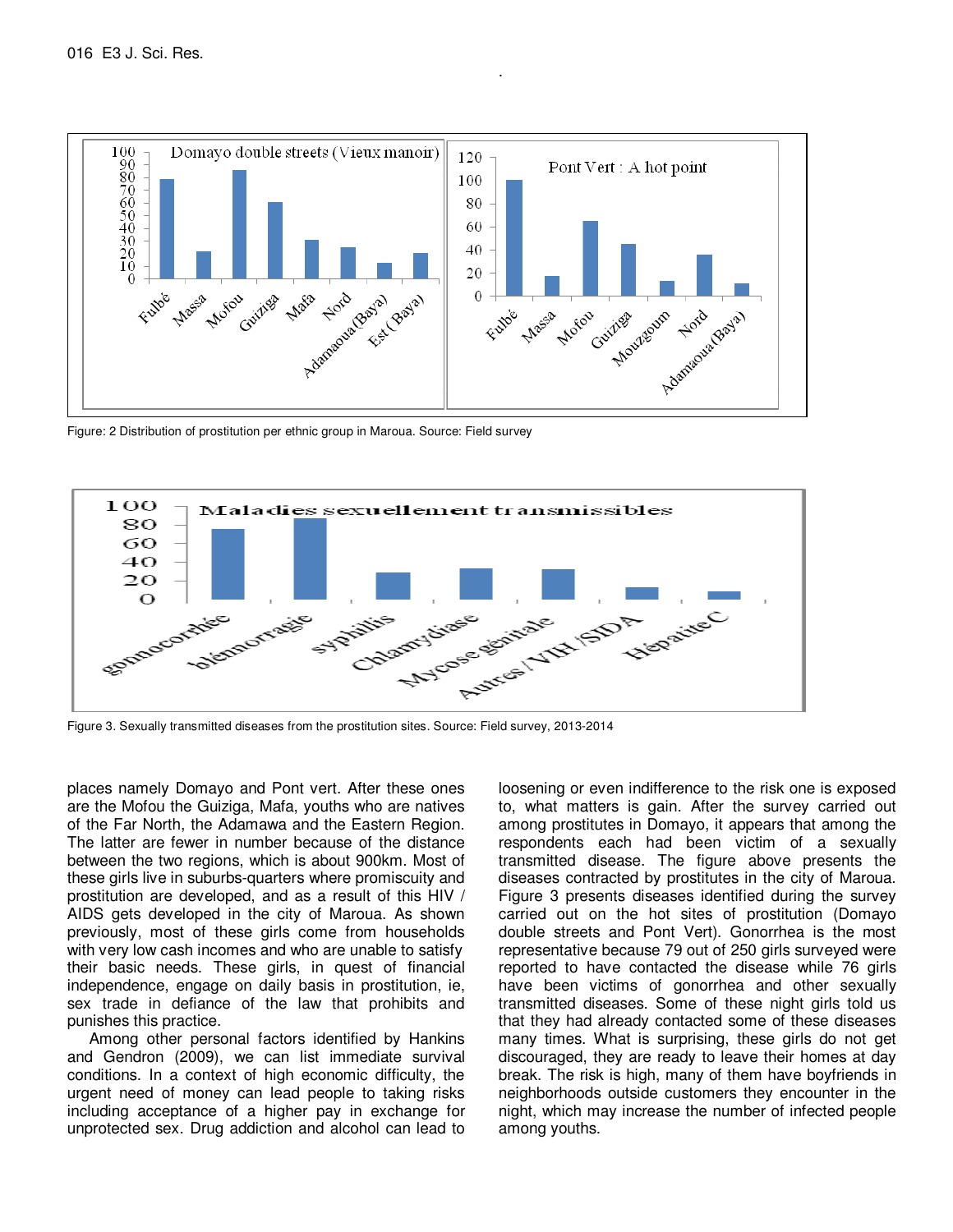Figure: 2 Distribution of prostitution per ethnic group in Maroua. Source: Field survey

Figure 3. Sexually transmitted diseases from the prostitution sites. Source: Field survey, 2013-2014

places namely Domayo and Pont vert. After these ones are the Mofou the Guiziga, Mafa, youths who are natives of the Far North, the Adamawa and the Eastern Region. The latter are fewer in number because of the distance between the two regions, which is about 900km. Most of these girls live in suburbs-quarters where promiscuity and prostitution are developed, and as a result of this HIV / AIDS gets developed in the city of Maroua. As shown previously, most of these girls come from households with very low cash incomes and who are unable to satisfy their basic needs. These girls, in quest of financial independence, engage on daily basis in prostitution, ie, sex trade in defiance of the law that prohibits and punishes this practice.

Among other personal factors identified by Hankins and Gendron (2009), we can list immediate survival conditions. In a context of high economic difficulty, the urgent need of money can lead people to taking risks including acceptance of a higher pay in exchange for unprotected sex. Drug addiction and alcohol can lead to loosening or even indifference to the risk one is exposed to, what matters is gain. After the survey carried out among prostitutes in Domayo, it appears that among the respondents each had been victim of a sexually transmitted disease. The figure above presents the diseases contracted by prostitutes in the city of Maroua. Figure 3 presents diseases identified during the survey carried out on the hot sites of prostitution (Domayo double streets and Pont Vert). Gonorrhea is the most representative because 79 out of 250 girls surveyed were reported to have contacted the disease while 76 girls have been victims of gonorrhea and other sexually transmitted diseases. Some of these night girls told us that they had already contacted some of these diseases many times. What is surprising, these girls do not get discouraged, they are ready to leave their homes at day break. The risk is high, many of them have boyfriends in neighborhoods outside customers they encounter in the night, which may increase the number of infected people among youths.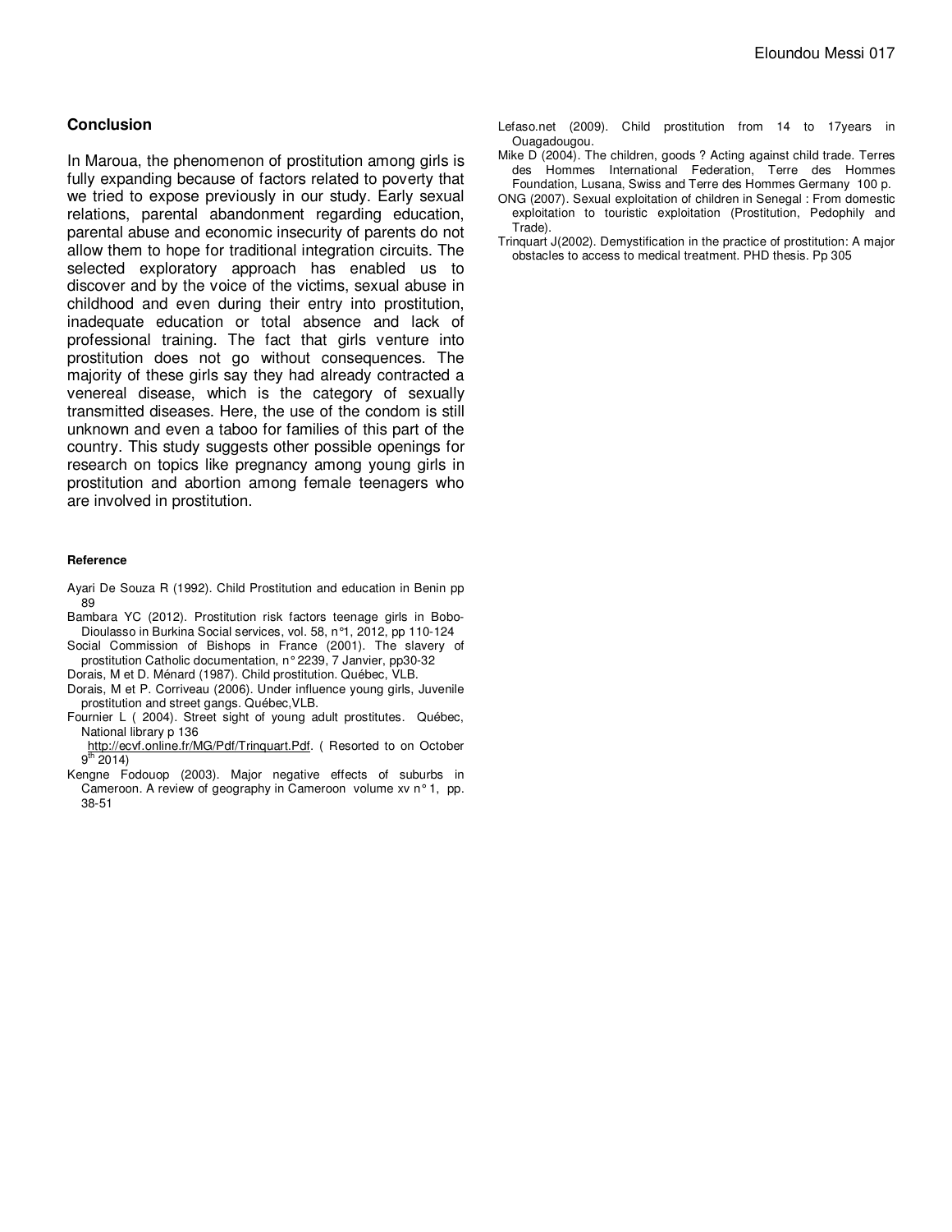## Conclusion

In Maroua, the phenomenon of prostitution among girls is fully expanding because of factors related to poverty that we tried to expose previously in our study. Early sexual relations, parental abandonment regarding education, parental abuse and economic insecurity of parents do not allow them to hope for traditional integration circuits. The selected exploratory approach has enabled us to discover and by the voice of the victims, sexual abuse in childhood and even during their entry into prostitution, inadequate education or total absence and lack of professional training. The fact that girls venture into prostitution does not go without consequences. The majority of these girls say they had already contracted a venereal disease, which is the category of sexually transmitted diseases. Here, the use of the condom is still unknown and even a taboo for families of this part of the country. This study suggests other possible openings for research on topics like pregnancy among young girls in prostitution and abortion among female teenagers who are involved in prostitution.

### Reference

Ayari De Souza R (1992). Child Prostitution and education in Benin pp 89

Bambara YC (2012). Prostitution risk factors teenage girls in Bobo-Dioulasso in Burkina Social services, vol. 58, n°1, 2012, pp 110-124

Social Commission of Bishops in France (2001). The slavery of prostitution Catholic documentation, n° 2239, 7 Janvier, pp30-32

Dorais, M et D. Ménard (1987). Child prostitution. Québec, VLB.

Dorais, M et P. Corriveau (2006). Under influence young girls, Juvenile prostitution and street gangs. Québec,VLB.

Fournier L ( 2004). Street sight of young adult prostitutes. Québec, National library p 136

http://ecvf.online.fr/MG/Pdf/Trinquart.Pdf. ( Resorted to on October 9th 2014)

Kengne Fodouop (2003). Major negative effects of suburbs in Cameroon. A review of geography in Cameroon volume xv n° 1, pp. 38-51

Lefaso.net (2009). Child prostitution from 14 to 17years in Ouagadougou.

Mike D (2004). The children, goods ? Acting against child trade. Terres des Hommes International Federation, Terre des Hommes Foundation, Lusana, Swiss and Terre des Hommes Germany 100 p.

ONG (2007). Sexual exploitation of children in Senegal : From domestic exploitation to touristic exploitation (Prostitution, Pedophily and Trade).

Trinquart J(2002). Demystification in the practice of prostitution: A major obstacles to access to medical treatment. PHD thesis. Pp 305